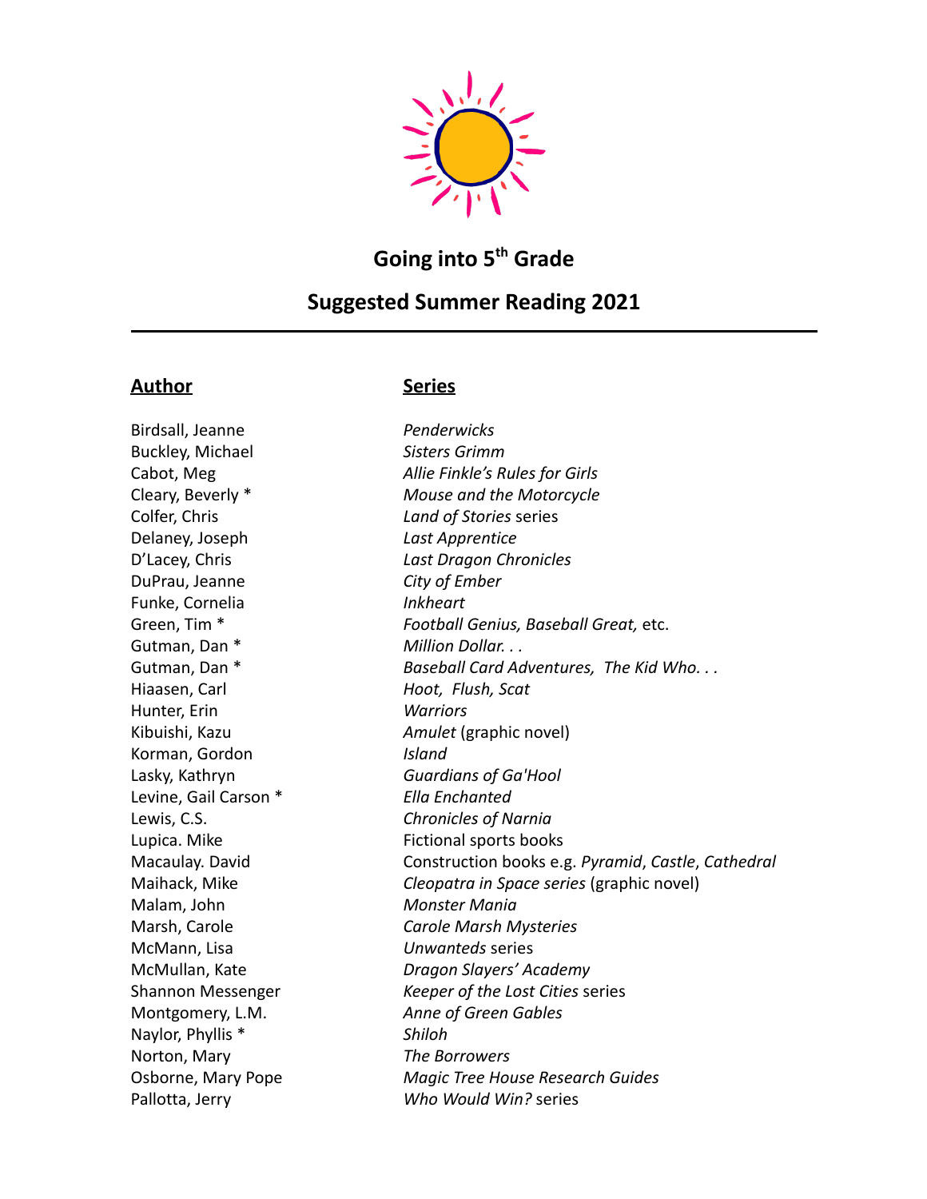## Going into 5th Grade

## Suggested Summer Reading 2021

---

| **Author** | **Series** |
|---|---|
| Birdsall, Jeanne | *Penderwicks* |
| Buckley, Michael | *Sisters Grimm* |
| Cabot, Meg | *Allie Finkle's Rules for Girls* |
| Cleary, Beverly * | *Mouse and the Motorcycle* |
| Colfer, Chris | *Land of Stories* series |
| Delaney, Joseph | *Last Apprentice* |
| D'Lacey, Chris | *Last Dragon Chronicles* |
| DuPrau, Jeanne | *City of Ember* |
| Funke, Cornelia | *Inkheart* |
| Green, Tim * | *Football Genius, Baseball Great,* etc. |
| Gutman, Dan * | *Million Dollar. . .* |
| Gutman, Dan * | *Baseball Card Adventures, The Kid Who. . .* |
| Hiaasen, Carl | *Hoot, Flush, Scat* |
| Hunter, Erin | *Warriors* |
| Kibuishi, Kazu | *Amulet* (graphic novel) |
| Korman, Gordon | *Island* |
| Lasky, Kathryn | *Guardians of Ga'Hool* |
| Levine, Gail Carson * | *Ella Enchanted* |
| Lewis, C.S. | *Chronicles of Narnia* |
| Lupica. Mike | Fictional sports books |
| Macaulay. David | Construction books e.g. *Pyramid*, *Castle*, *Cathedral* |
| Maihack, Mike | *Cleopatra in Space series* (graphic novel) |
| Malam, John | *Monster Mania* |
| Marsh, Carole | *Carole Marsh Mysteries* |
| McMann, Lisa | *Unwanteds* series |
| McMullan, Kate | *Dragon Slayers' Academy* |
| Shannon Messenger | *Keeper of the Lost Cities* series |
| Montgomery, L.M. | *Anne of Green Gables* |
| Naylor, Phyllis * | *Shiloh* |
| Norton, Mary | *The Borrowers* |
| Osborne, Mary Pope | *Magic Tree House Research Guides* |
| Pallotta, Jerry | *Who Would Win?* series |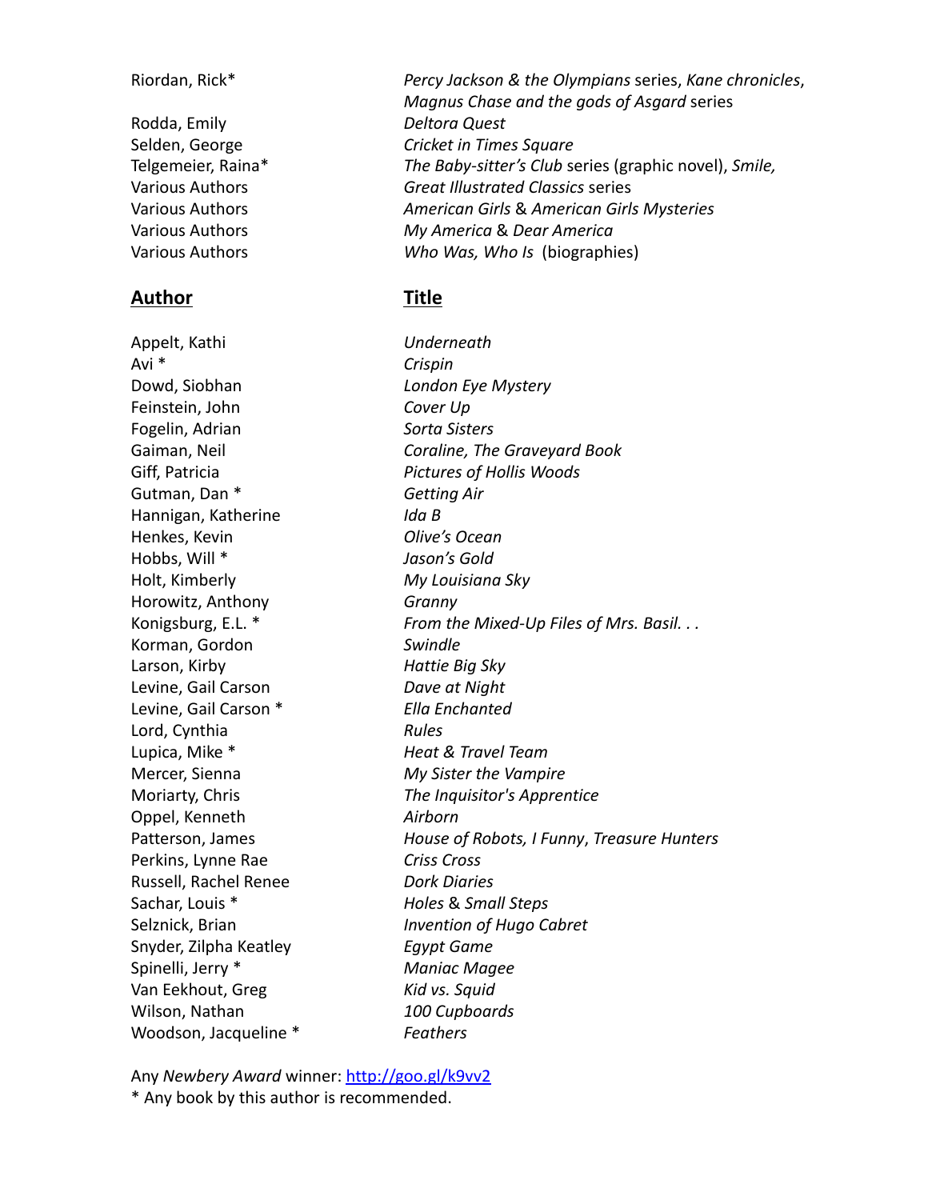| | |
|---|---|
| Riordan, Rick* | *Percy Jackson & the Olympians* series, *Kane chronicles*, *Magnus Chase and the gods of Asgard* series |
| Rodda, Emily | *Deltora Quest* |
| Selden, George | *Cricket in Times Square* |
| Telgemeier, Raina* | *The Baby-sitter's Club* series (graphic novel), *Smile,* |
| Various Authors | *Great Illustrated Classics* series |
| Various Authors | *American Girls* & *American Girls Mysteries* |
| Various Authors | *My America* & *Dear America* |
| Various Authors | *Who Was, Who Is* (biographies) |

| **Author** | **Title** |
|---|---|
| Appelt, Kathi | *Underneath* |
| Avi * | *Crispin* |
| Dowd, Siobhan | *London Eye Mystery* |
| Feinstein, John | *Cover Up* |
| Fogelin, Adrian | *Sorta Sisters* |
| Gaiman, Neil | *Coraline, The Graveyard Book* |
| Giff, Patricia | *Pictures of Hollis Woods* |
| Gutman, Dan * | *Getting Air* |
| Hannigan, Katherine | *Ida B* |
| Henkes, Kevin | *Olive's Ocean* |
| Hobbs, Will * | *Jason's Gold* |
| Holt, Kimberly | *My Louisiana Sky* |
| Horowitz, Anthony | *Granny* |
| Konigsburg, E.L. * | *From the Mixed-Up Files of Mrs. Basil. . .* |
| Korman, Gordon | *Swindle* |
| Larson, Kirby | *Hattie Big Sky* |
| Levine, Gail Carson | *Dave at Night* |
| Levine, Gail Carson * | *Ella Enchanted* |
| Lord, Cynthia | *Rules* |
| Lupica, Mike * | *Heat & Travel Team* |
| Mercer, Sienna | *My Sister the Vampire* |
| Moriarty, Chris | *The Inquisitor's Apprentice* |
| Oppel, Kenneth | *Airborn* |
| Patterson, James | *House of Robots, I Funny*, *Treasure Hunters* |
| Perkins, Lynne Rae | *Criss Cross* |
| Russell, Rachel Renee | *Dork Diaries* |
| Sachar, Louis * | *Holes* & *Small Steps* |
| Selznick, Brian | *Invention of Hugo Cabret* |
| Snyder, Zilpha Keatley | *Egypt Game* |
| Spinelli, Jerry * | *Maniac Magee* |
| Van Eekhout, Greg | *Kid vs. Squid* |
| Wilson, Nathan | *100 Cupboards* |
| Woodson, Jacqueline * | *Feathers* |

Any *Newbery Award* winner: http://goo.gl/k9vv2

* Any book by this author is recommended.